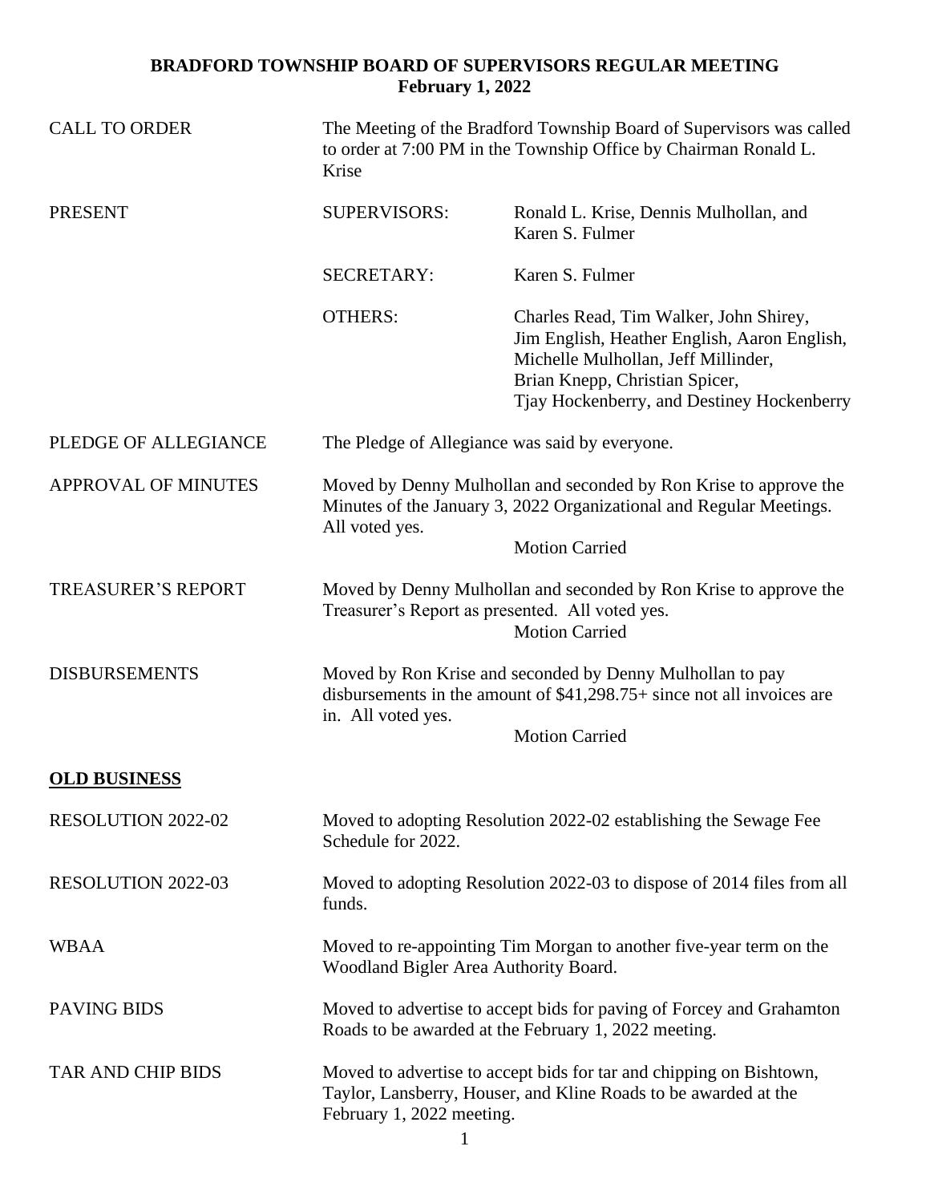# BRADFORD TOWNSHIP BOARD OF SUPERVISORS REGULAR MEETING
## February 1, 2022

| | | |
|---|---|---|
| CALL TO ORDER | The Meeting of the Bradford Township Board of Supervisors was called to order at 7:00 PM in the Township Office by Chairman Ronald L. Krise | |
| PRESENT | SUPERVISORS: | Ronald L. Krise, Dennis Mulhollan, and Karen S. Fulmer |
| | SECRETARY: | Karen S. Fulmer |
| | OTHERS: | Charles Read, Tim Walker, John Shirey, Jim English, Heather English, Aaron English, Michelle Mulhollan, Jeff Millinder, Brian Knepp, Christian Spicer, Tjay Hockenberry, and Destiney Hockenberry |

PLEDGE OF ALLEGIANCE — The Pledge of Allegiance was said by everyone.

APPROVAL OF MINUTES — Moved by Denny Mulhollan and seconded by Ron Krise to approve the Minutes of the January 3, 2022 Organizational and Regular Meetings. All voted yes.

Motion Carried

TREASURER'S REPORT — Moved by Denny Mulhollan and seconded by Ron Krise to approve the Treasurer's Report as presented. All voted yes.

Motion Carried

DISBURSEMENTS — Moved by Ron Krise and seconded by Denny Mulhollan to pay disbursements in the amount of $41,298.75+ since not all invoices are in. All voted yes.

Motion Carried

**OLD BUSINESS**

RESOLUTION 2022-02 — Moved to adopting Resolution 2022-02 establishing the Sewage Fee Schedule for 2022.

RESOLUTION 2022-03 — Moved to adopting Resolution 2022-03 to dispose of 2014 files from all funds.

WBAA — Moved to re-appointing Tim Morgan to another five-year term on the Woodland Bigler Area Authority Board.

PAVING BIDS — Moved to advertise to accept bids for paving of Forcey and Grahamton Roads to be awarded at the February 1, 2022 meeting.

TAR AND CHIP BIDS — Moved to advertise to accept bids for tar and chipping on Bishtown, Taylor, Lansberry, Houser, and Kline Roads to be awarded at the February 1, 2022 meeting.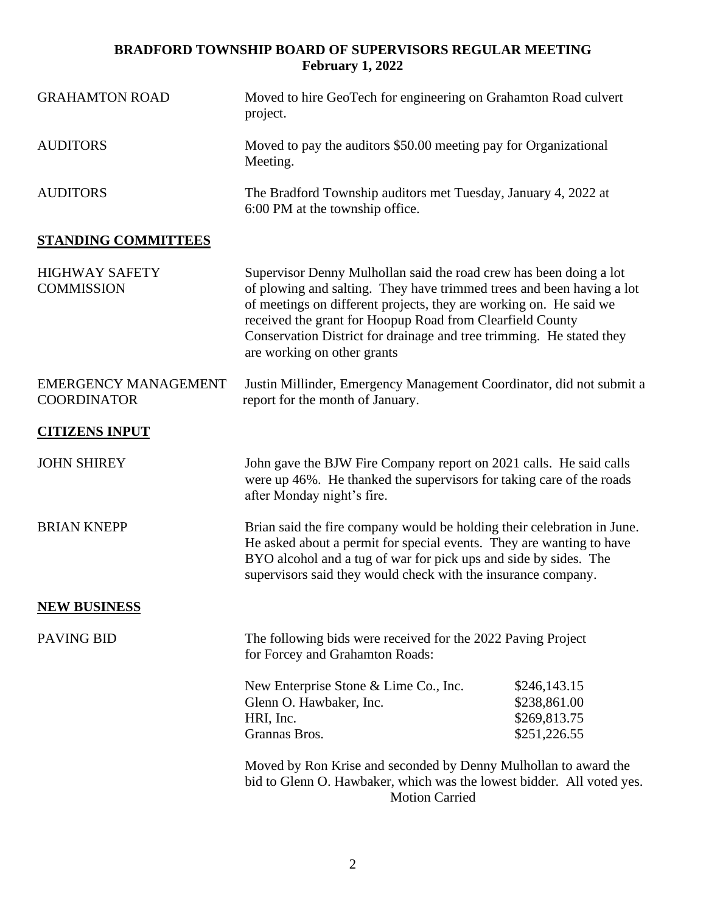# BRADFORD TOWNSHIP BOARD OF SUPERVISORS REGULAR MEETING
## February 1, 2022

| | |
|---|---|
| GRAHAMTON ROAD | Moved to hire GeoTech for engineering on Grahamton Road culvert project. |
| AUDITORS | Moved to pay the auditors $50.00 meeting pay for Organizational Meeting. |
| AUDITORS | The Bradford Township auditors met Tuesday, January 4, 2022 at 6:00 PM at the township office. |

## STANDING COMMITTEES

| | |
|---|---|
| HIGHWAY SAFETY COMMISSION | Supervisor Denny Mulhollan said the road crew has been doing a lot of plowing and salting. They have trimmed trees and been having a lot of meetings on different projects, they are working on. He said we received the grant for Hoopup Road from Clearfield County Conservation District for drainage and tree trimming. He stated they are working on other grants |
| EMERGENCY MANAGEMENT COORDINATOR | Justin Millinder, Emergency Management Coordinator, did not submit a report for the month of January. |

## CITIZENS INPUT

| | |
|---|---|
| JOHN SHIREY | John gave the BJW Fire Company report on 2021 calls. He said calls were up 46%. He thanked the supervisors for taking care of the roads after Monday night's fire. |
| BRIAN KNEPP | Brian said the fire company would be holding their celebration in June. He asked about a permit for special events. They are wanting to have BYO alcohol and a tug of war for pick ups and side by sides. The supervisors said they would check with the insurance company. |

## NEW BUSINESS

PAVING BID

The following bids were received for the 2022 Paving Project for Forcey and Grahamton Roads:

| Bidder | Amount |
|---|---|
| New Enterprise Stone & Lime Co., Inc. | $246,143.15 |
| Glenn O. Hawbaker, Inc. | $238,861.00 |
| HRI, Inc. | $269,813.75 |
| Grannas Bros. | $251,226.55 |

Moved by Ron Krise and seconded by Denny Mulhollan to award the bid to Glenn O. Hawbaker, which was the lowest bidder. All voted yes.

Motion Carried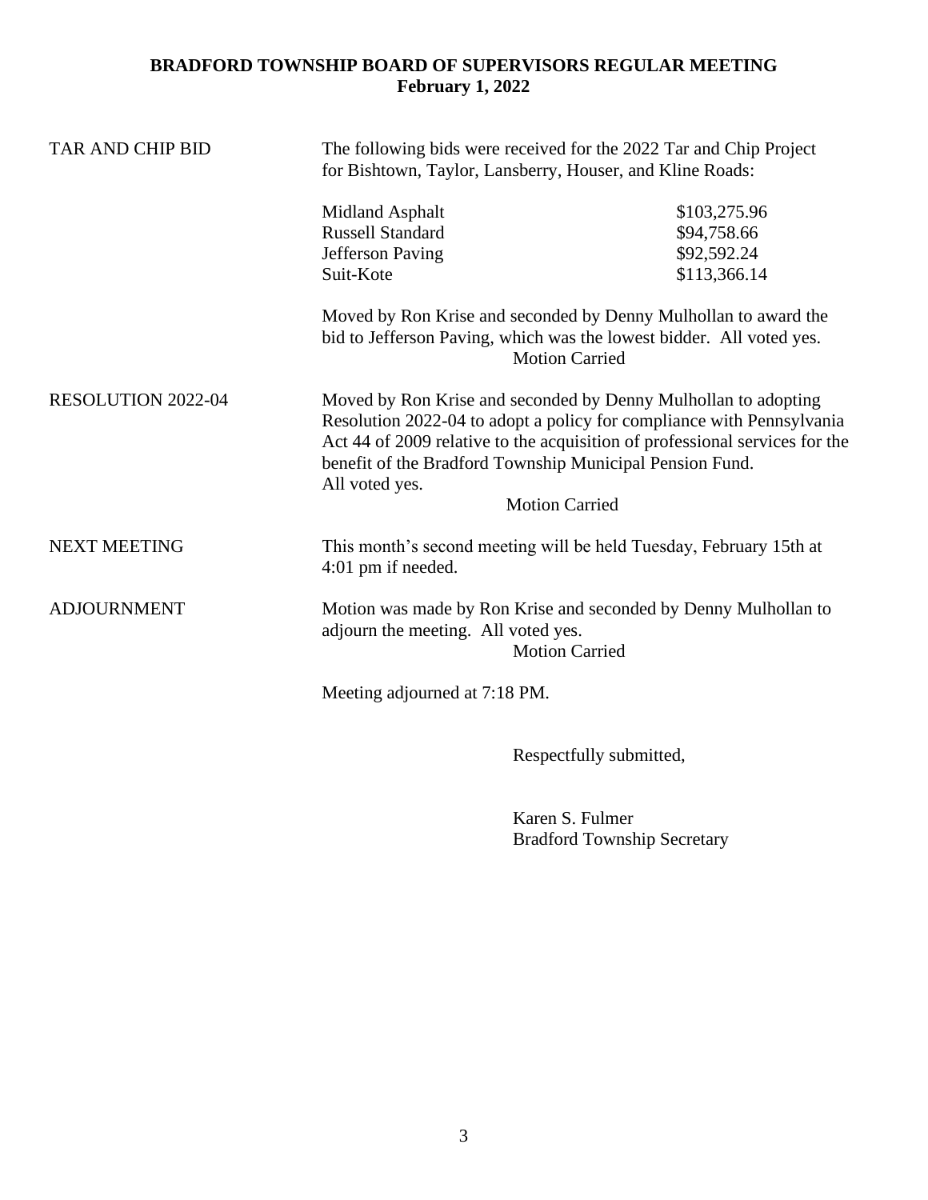**BRADFORD TOWNSHIP BOARD OF SUPERVISORS REGULAR MEETING**
**February 1, 2022**

TAR AND CHIP BID

The following bids were received for the 2022 Tar and Chip Project for Bishtown, Taylor, Lansberry, Houser, and Kline Roads:

| | |
|---|---|
| Midland Asphalt | \$103,275.96 |
| Russell Standard | \$94,758.66 |
| Jefferson Paving | \$92,592.24 |
| Suit-Kote | \$113,366.14 |

Moved by Ron Krise and seconded by Denny Mulhollan to award the bid to Jefferson Paving, which was the lowest bidder. All voted yes.

Motion Carried

RESOLUTION 2022-04

Moved by Ron Krise and seconded by Denny Mulhollan to adopting Resolution 2022-04 to adopt a policy for compliance with Pennsylvania Act 44 of 2009 relative to the acquisition of professional services for the benefit of the Bradford Township Municipal Pension Fund.
All voted yes.

Motion Carried

NEXT MEETING

This month's second meeting will be held Tuesday, February 15th at 4:01 pm if needed.

ADJOURNMENT

Motion was made by Ron Krise and seconded by Denny Mulhollan to adjourn the meeting. All voted yes.

Motion Carried

Meeting adjourned at 7:18 PM.

Respectfully submitted,

Karen S. Fulmer
Bradford Township Secretary